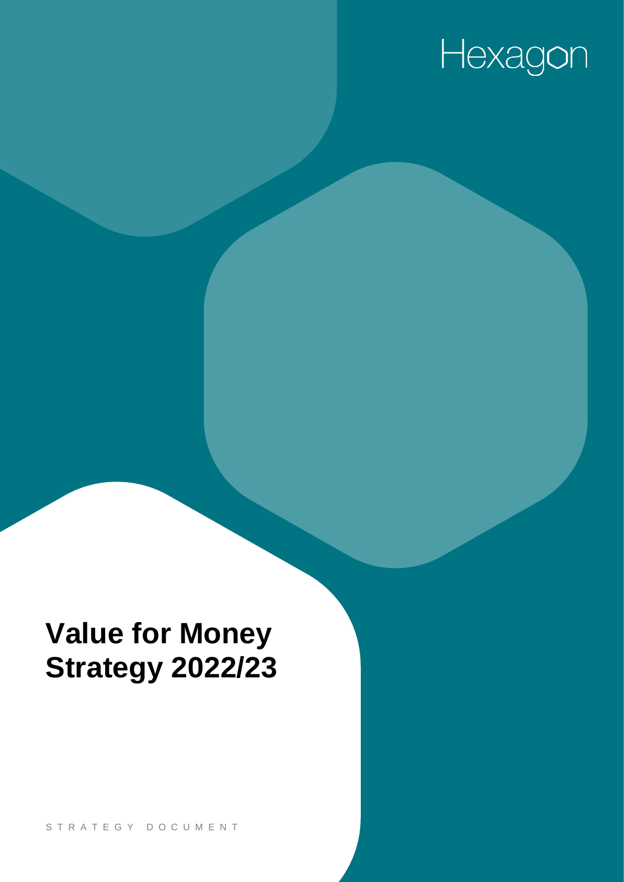Hexagon

# Value for Money Strategy 2022/23

STRATEGY DOCUMENT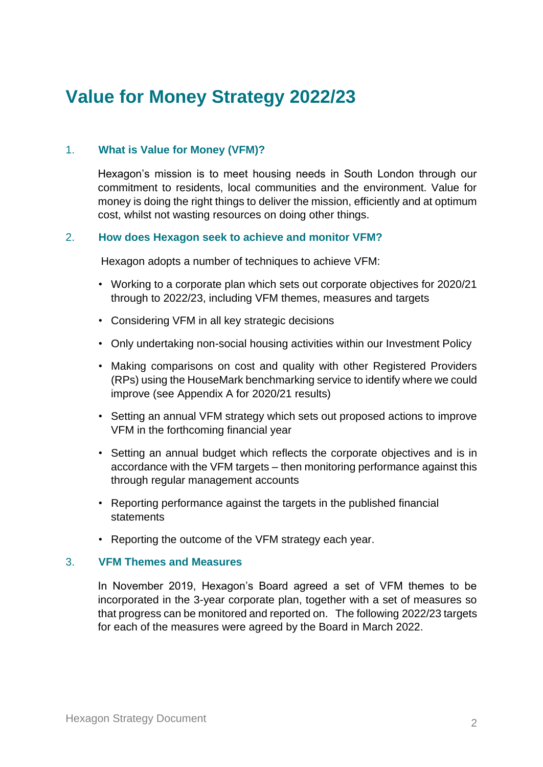# Value for Money Strategy 2022/23

## 1. What is Value for Money (VFM)?

Hexagon's mission is to meet housing needs in South London through our commitment to residents, local communities and the environment. Value for money is doing the right things to deliver the mission, efficiently and at optimum cost, whilst not wasting resources on doing other things.

## 2. How does Hexagon seek to achieve and monitor VFM?

Hexagon adopts a number of techniques to achieve VFM:

- Working to a corporate plan which sets out corporate objectives for 2020/21 through to 2022/23, including VFM themes, measures and targets
- Considering VFM in all key strategic decisions
- Only undertaking non-social housing activities within our Investment Policy
- Making comparisons on cost and quality with other Registered Providers (RPs) using the HouseMark benchmarking service to identify where we could improve (see Appendix A for 2020/21 results)
- Setting an annual VFM strategy which sets out proposed actions to improve VFM in the forthcoming financial year
- Setting an annual budget which reflects the corporate objectives and is in accordance with the VFM targets – then monitoring performance against this through regular management accounts
- Reporting performance against the targets in the published financial statements
- Reporting the outcome of the VFM strategy each year.

## 3. VFM Themes and Measures

In November 2019, Hexagon's Board agreed a set of VFM themes to be incorporated in the 3-year corporate plan, together with a set of measures so that progress can be monitored and reported on. The following 2022/23 targets for each of the measures were agreed by the Board in March 2022.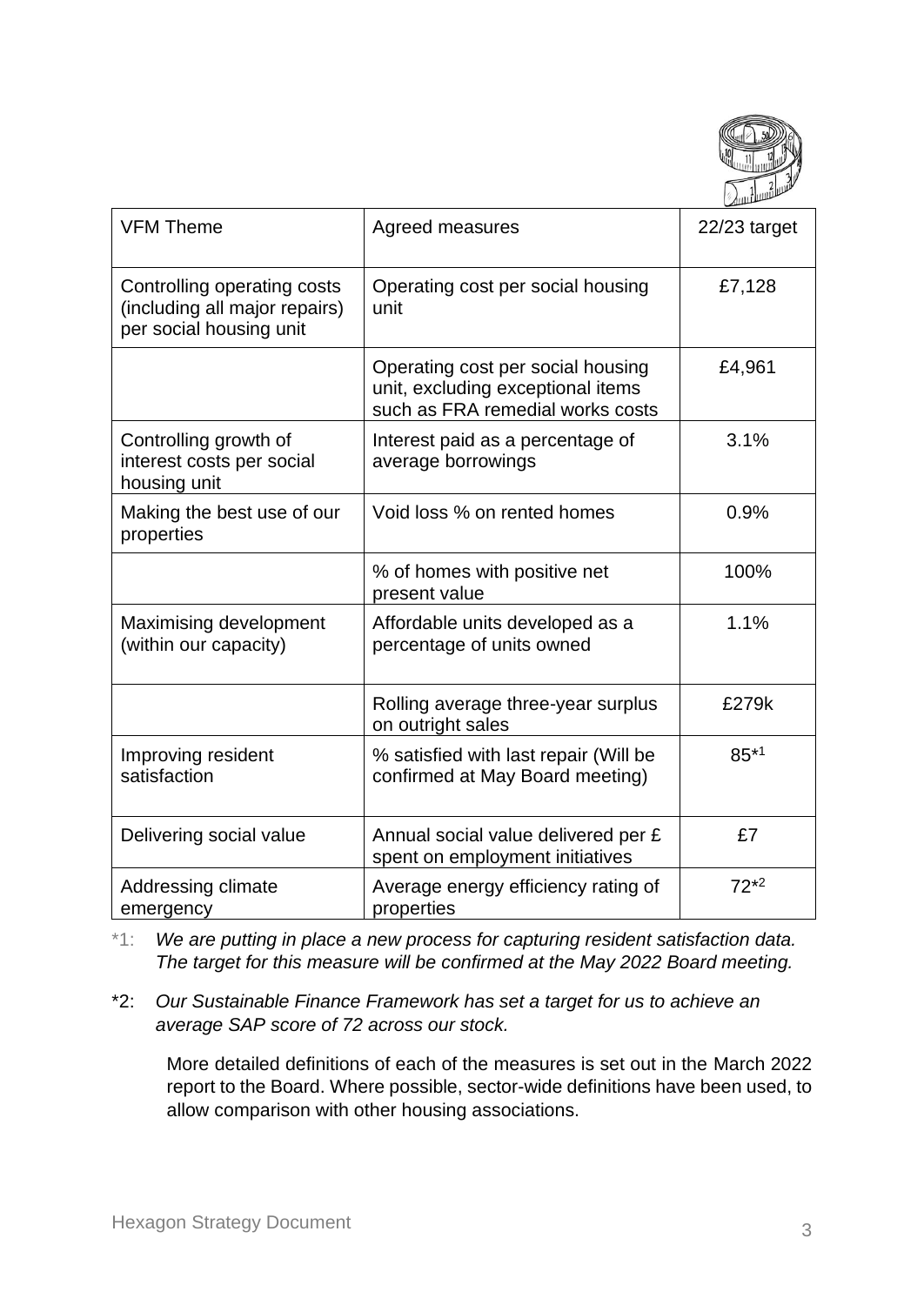| VFM Theme | Agreed measures | 22/23 target |
|---|---|---|
| Controlling operating costs (including all major repairs) per social housing unit | Operating cost per social housing unit | £7,128 |
| | Operating cost per social housing unit, excluding exceptional items such as FRA remedial works costs | £4,961 |
| Controlling growth of interest costs per social housing unit | Interest paid as a percentage of average borrowings | 3.1% |
| Making the best use of our properties | Void loss % on rented homes | 0.9% |
| | % of homes with positive net present value | 100% |
| Maximising development (within our capacity) | Affordable units developed as a percentage of units owned | 1.1% |
| | Rolling average three-year surplus on outright sales | £279k |
| Improving resident satisfaction | % satisfied with last repair (Will be confirmed at May Board meeting) | 85*[1] |
| Delivering social value | Annual social value delivered per £ spent on employment initiatives | £7 |
| Addressing climate emergency | Average energy efficiency rating of properties | 72*[2] |

*1: *We are putting in place a new process for capturing resident satisfaction data. The target for this measure will be confirmed at the May 2022 Board meeting.*

*2: *Our Sustainable Finance Framework has set a target for us to achieve an average SAP score of 72 across our stock.*

More detailed definitions of each of the measures is set out in the March 2022 report to the Board. Where possible, sector-wide definitions have been used, to allow comparison with other housing associations.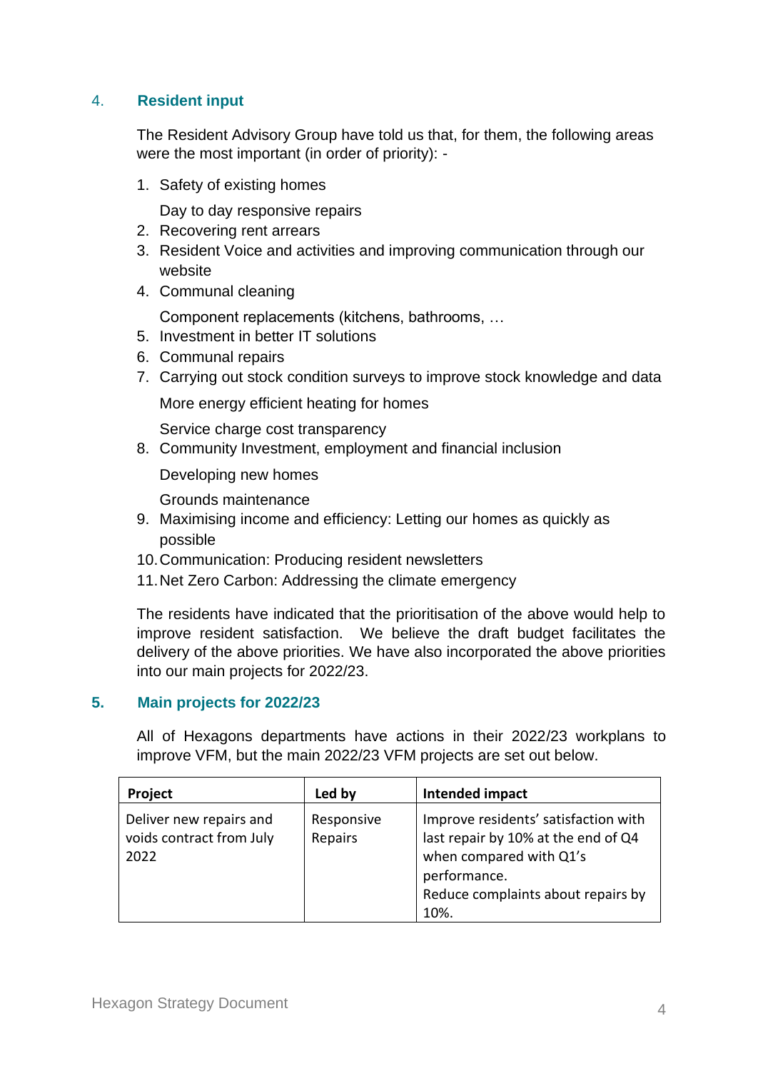## 4. Resident input

The Resident Advisory Group have told us that, for them, the following areas were the most important (in order of priority): -

1. Safety of existing homes

   Day to day responsive repairs
2. Recovering rent arrears
3. Resident Voice and activities and improving communication through our website
4. Communal cleaning

   Component replacements (kitchens, bathrooms, …
5. Investment in better IT solutions
6. Communal repairs
7. Carrying out stock condition surveys to improve stock knowledge and data

   More energy efficient heating for homes

   Service charge cost transparency
8. Community Investment, employment and financial inclusion

   Developing new homes

   Grounds maintenance
9. Maximising income and efficiency: Letting our homes as quickly as possible
10. Communication: Producing resident newsletters
11. Net Zero Carbon: Addressing the climate emergency

The residents have indicated that the prioritisation of the above would help to improve resident satisfaction. We believe the draft budget facilitates the delivery of the above priorities. We have also incorporated the above priorities into our main projects for 2022/23.

## 5. Main projects for 2022/23

All of Hexagons departments have actions in their 2022/23 workplans to improve VFM, but the main 2022/23 VFM projects are set out below.

| Project | Led by | Intended impact |
| --- | --- | --- |
| Deliver new repairs and voids contract from July 2022 | Responsive Repairs | Improve residents' satisfaction with last repair by 10% at the end of Q4 when compared with Q1's performance.<br>Reduce complaints about repairs by 10%. |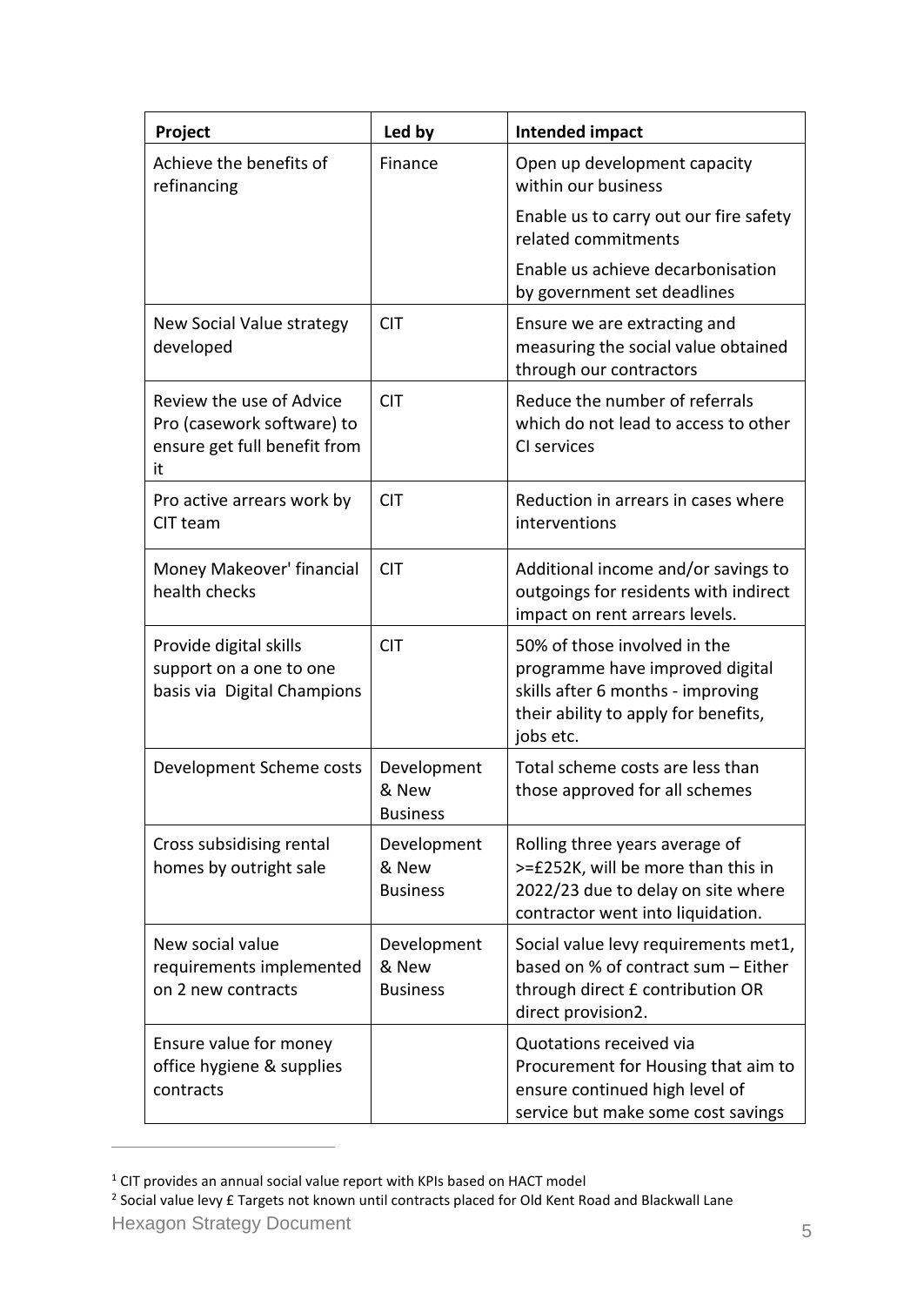| Project | Led by | Intended impact |
|---|---|---|
| Achieve the benefits of refinancing | Finance | Open up development capacity within our business<br>Enable us to carry out our fire safety related commitments<br>Enable us achieve decarbonisation by government set deadlines |
| New Social Value strategy developed | CIT | Ensure we are extracting and measuring the social value obtained through our contractors |
| Review the use of Advice Pro (casework software) to ensure get full benefit from it | CIT | Reduce the number of referrals which do not lead to access to other CI services |
| Pro active arrears work by CIT team | CIT | Reduction in arrears in cases where interventions |
| Money Makeover' financial health checks | CIT | Additional income and/or savings to outgoings for residents with indirect impact on rent arrears levels. |
| Provide digital skills support on a one to one basis via Digital Champions | CIT | 50% of those involved in the programme have improved digital skills after 6 months - improving their ability to apply for benefits, jobs etc. |
| Development Scheme costs | Development & New Business | Total scheme costs are less than those approved for all schemes |
| Cross subsidising rental homes by outright sale | Development & New Business | Rolling three years average of >=£252K, will be more than this in 2022/23 due to delay on site where contractor went into liquidation. |
| New social value requirements implemented on 2 new contracts | Development & New Business | Social value levy requirements met[1], based on % of contract sum – Either through direct £ contribution OR direct provision[2]. |
| Ensure value for money office hygiene & supplies contracts | | Quotations received via Procurement for Housing that aim to ensure continued high level of service but make some cost savings |

[1] CIT provides an annual social value report with KPIs based on HACT model

[2] Social value levy £ Targets not known until contracts placed for Old Kent Road and Blackwall Lane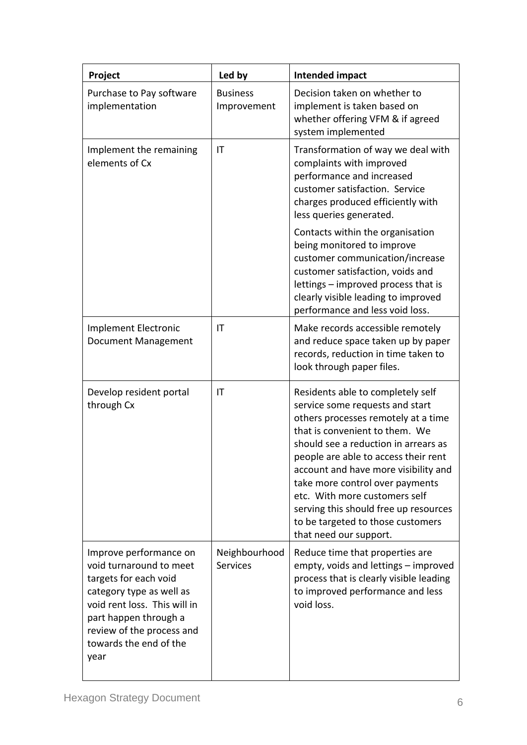| Project | Led by | Intended impact |
| --- | --- | --- |
| Purchase to Pay software implementation | Business Improvement | Decision taken on whether to implement is taken based on whether offering VFM & if agreed system implemented |
| Implement the remaining elements of Cx | IT | Transformation of way we deal with complaints with improved performance and increased customer satisfaction. Service charges produced efficiently with less queries generated.<br><br>Contacts within the organisation being monitored to improve customer communication/increase customer satisfaction, voids and lettings – improved process that is clearly visible leading to improved performance and less void loss. |
| Implement Electronic Document Management | IT | Make records accessible remotely and reduce space taken up by paper records, reduction in time taken to look through paper files. |
| Develop resident portal through Cx | IT | Residents able to completely self service some requests and start others processes remotely at a time that is convenient to them. We should see a reduction in arrears as people are able to access their rent account and have more visibility and take more control over payments etc. With more customers self serving this should free up resources to be targeted to those customers that need our support. |
| Improve performance on void turnaround to meet targets for each void category type as well as void rent loss. This will in part happen through a review of the process and towards the end of the year | Neighbourhood Services | Reduce time that properties are empty, voids and lettings – improved process that is clearly visible leading to improved performance and less void loss. |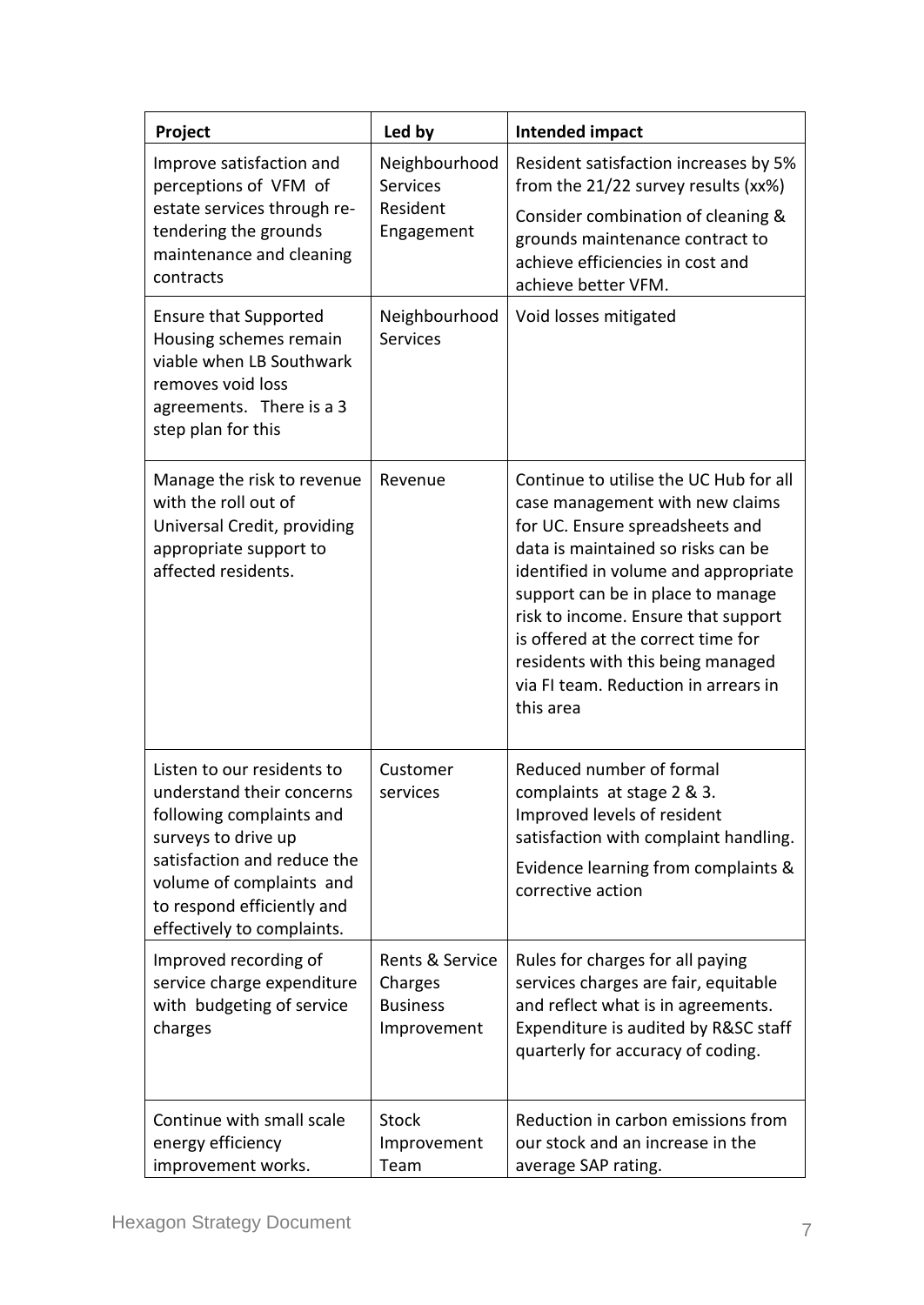| Project | Led by | Intended impact |
|---|---|---|
| Improve satisfaction and perceptions of VFM of estate services through re-tendering the grounds maintenance and cleaning contracts | Neighbourhood Services Resident Engagement | Resident satisfaction increases by 5% from the 21/22 survey results (xx%) Consider combination of cleaning & grounds maintenance contract to achieve efficiencies in cost and achieve better VFM. |
| Ensure that Supported Housing schemes remain viable when LB Southwark removes void loss agreements. There is a 3 step plan for this | Neighbourhood Services | Void losses mitigated |
| Manage the risk to revenue with the roll out of Universal Credit, providing appropriate support to affected residents. | Revenue | Continue to utilise the UC Hub for all case management with new claims for UC. Ensure spreadsheets and data is maintained so risks can be identified in volume and appropriate support can be in place to manage risk to income. Ensure that support is offered at the correct time for residents with this being managed via FI team. Reduction in arrears in this area |
| Listen to our residents to understand their concerns following complaints and surveys to drive up satisfaction and reduce the volume of complaints and to respond efficiently and effectively to complaints. | Customer services | Reduced number of formal complaints at stage 2 & 3. Improved levels of resident satisfaction with complaint handling. Evidence learning from complaints & corrective action |
| Improved recording of service charge expenditure with budgeting of service charges | Rents & Service Charges Business Improvement | Rules for charges for all paying services charges are fair, equitable and reflect what is in agreements. Expenditure is audited by R&SC staff quarterly for accuracy of coding. |
| Continue with small scale energy efficiency improvement works. | Stock Improvement Team | Reduction in carbon emissions from our stock and an increase in the average SAP rating. |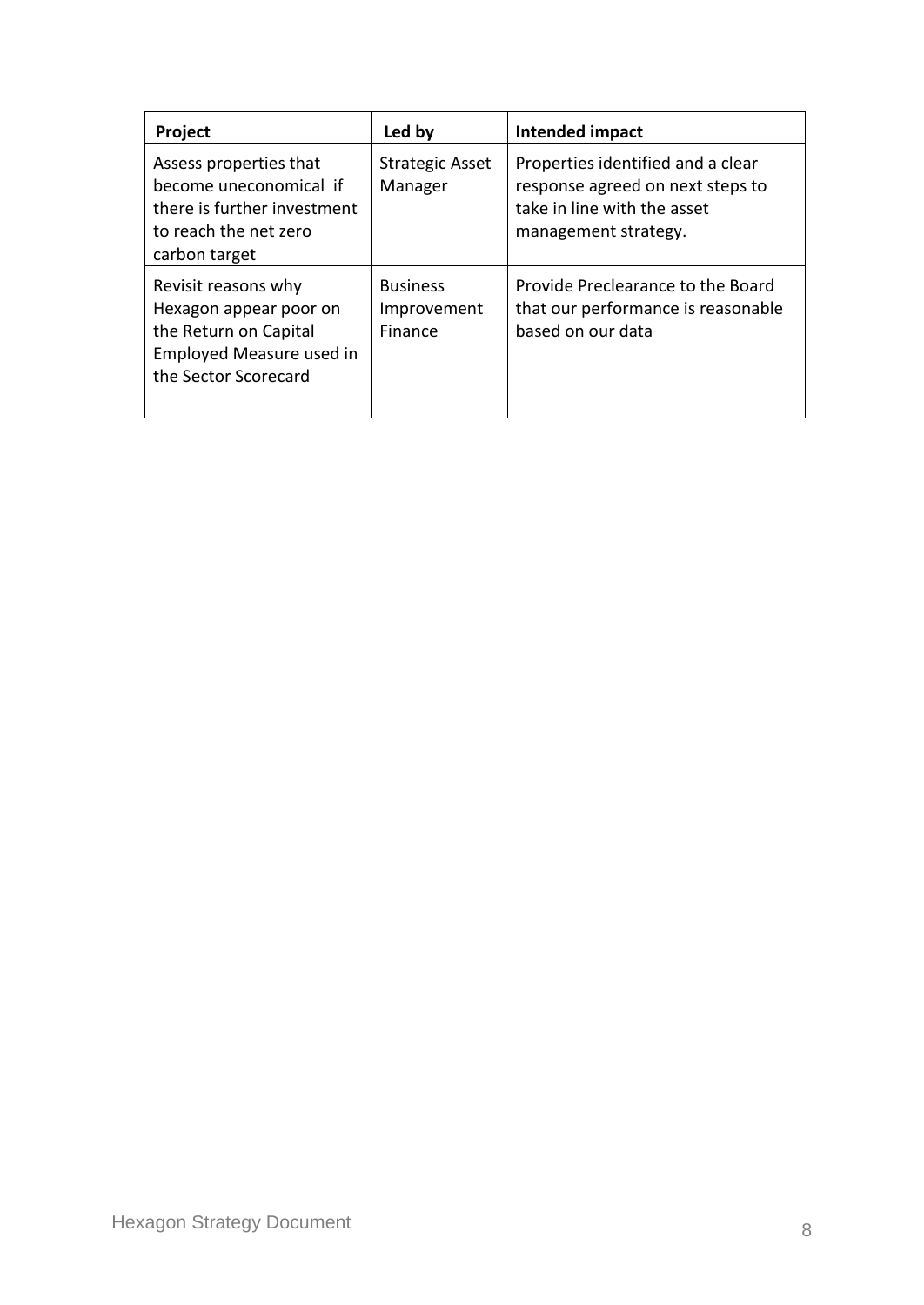| Project | Led by | Intended impact |
|---|---|---|
| Assess properties that become uneconomical if there is further investment to reach the net zero carbon target | Strategic Asset Manager | Properties identified and a clear response agreed on next steps to take in line with the asset management strategy. |
| Revisit reasons why Hexagon appear poor on the Return on Capital Employed Measure used in the Sector Scorecard | Business Improvement Finance | Provide Preclearance to the Board that our performance is reasonable based on our data |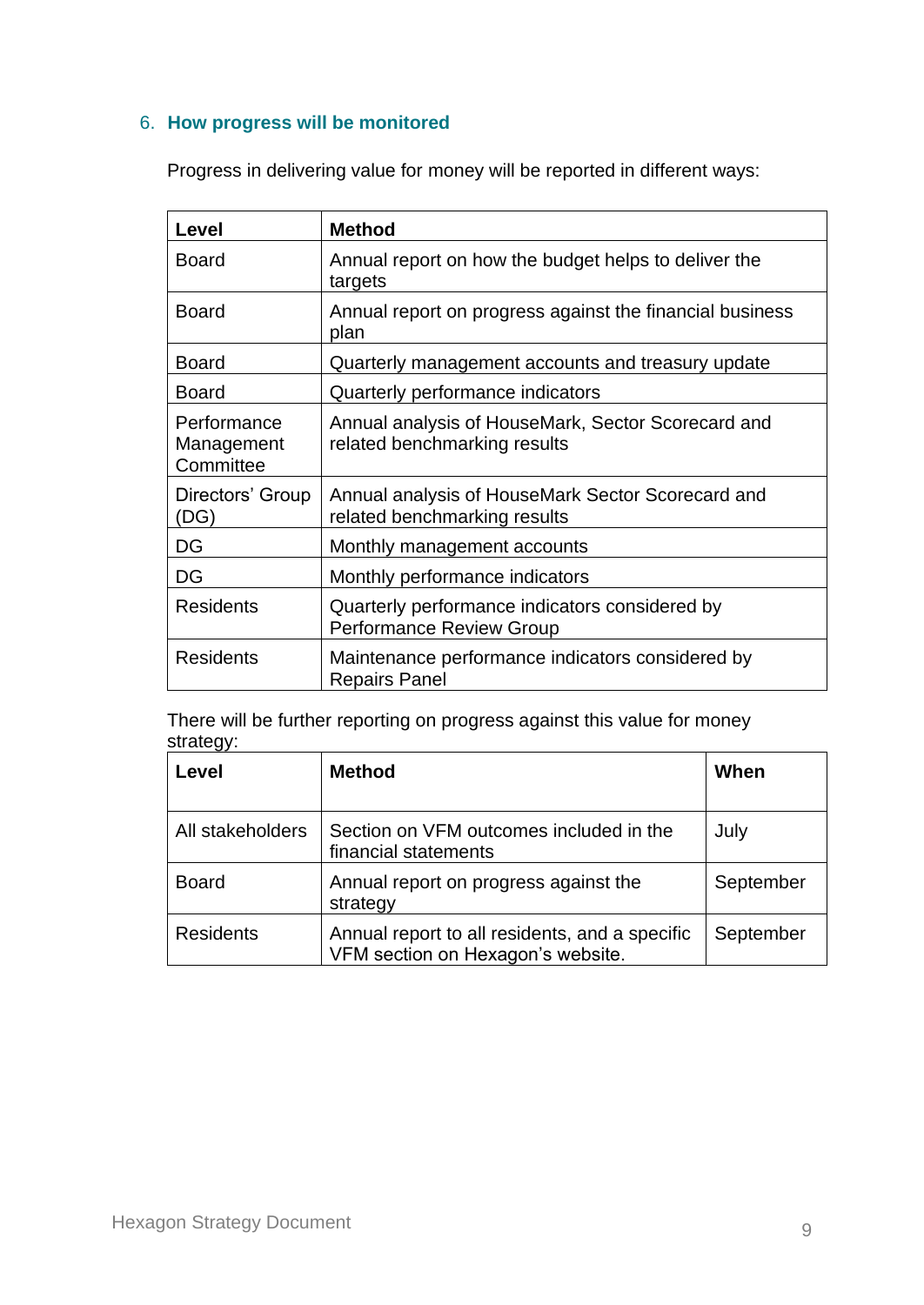## 6. How progress will be monitored

Progress in delivering value for money will be reported in different ways:

| Level | Method |
|---|---|
| Board | Annual report on how the budget helps to deliver the targets |
| Board | Annual report on progress against the financial business plan |
| Board | Quarterly management accounts and treasury update |
| Board | Quarterly performance indicators |
| Performance Management Committee | Annual analysis of HouseMark, Sector Scorecard and related benchmarking results |
| Directors' Group (DG) | Annual analysis of HouseMark Sector Scorecard and related benchmarking results |
| DG | Monthly management accounts |
| DG | Monthly performance indicators |
| Residents | Quarterly performance indicators considered by Performance Review Group |
| Residents | Maintenance performance indicators considered by Repairs Panel |

There will be further reporting on progress against this value for money strategy:

| Level | Method | When |
|---|---|---|
| All stakeholders | Section on VFM outcomes included in the financial statements | July |
| Board | Annual report on progress against the strategy | September |
| Residents | Annual report to all residents, and a specific VFM section on Hexagon's website. | September |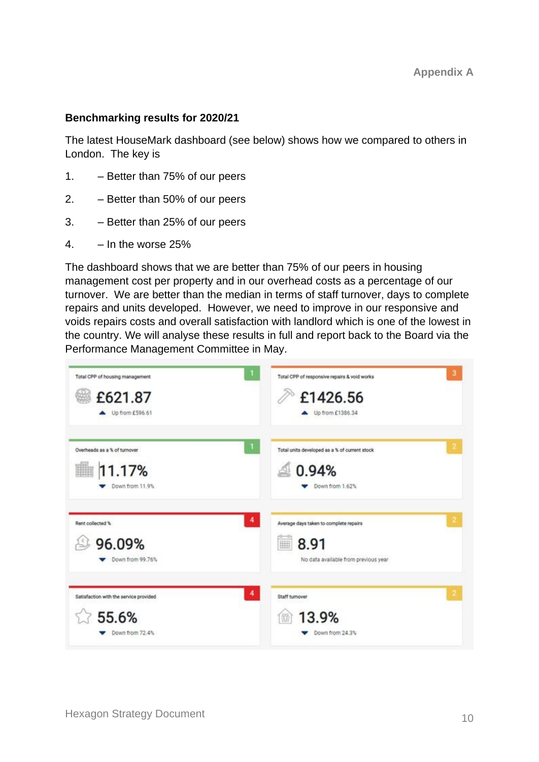Appendix A

**Benchmarking results for 2020/21**

The latest HouseMark dashboard (see below) shows how we compared to others in London. The key is

1. – Better than 75% of our peers
2. – Better than 50% of our peers
3. – Better than 25% of our peers
4. – In the worse 25%

The dashboard shows that we are better than 75% of our peers in housing management cost per property and in our overhead costs as a percentage of our turnover. We are better than the median in terms of staff turnover, days to complete repairs and units developed. However, we need to improve in our responsive and voids repairs costs and overall satisfaction with landlord which is one of the lowest in the country. We will analyse these results in full and report back to the Board via the Performance Management Committee in May.

| Measure | Result | Change | Quartile |
|---|---|---|---|
| Total CPP of housing management | £621.87 | Up from £596.61 | 1 |
| Total CPP of responsive repairs & void works | £1426.56 | Up from £1386.34 | 3 |
| Overheads as a % of turnover | 11.17% | Down from 11.9% | 1 |
| Total units developed as a % of current stock | 0.94% | Down from 1.62% | 2 |
| Rent collected % | 96.09% | Down from 99.76% | 4 |
| Average days taken to complete repairs | 8.91 | No data available from previous year | 2 |
| Satisfaction with the service provided | 55.6% | Down from 72.4% | 4 |
| Staff turnover | 13.9% | Down from 24.3% | 2 |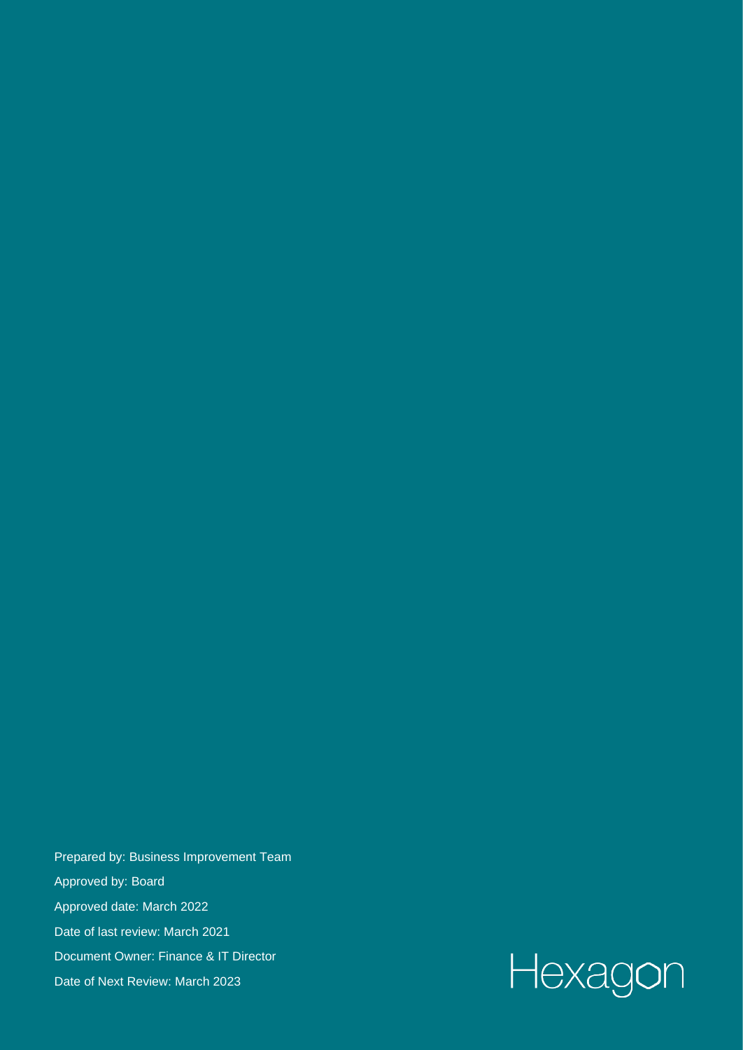Prepared by: Business Improvement Team

Approved by: Board

Approved date: March 2022

Date of last review: March 2021

Document Owner: Finance & IT Director

Date of Next Review: March 2023

Hexagon